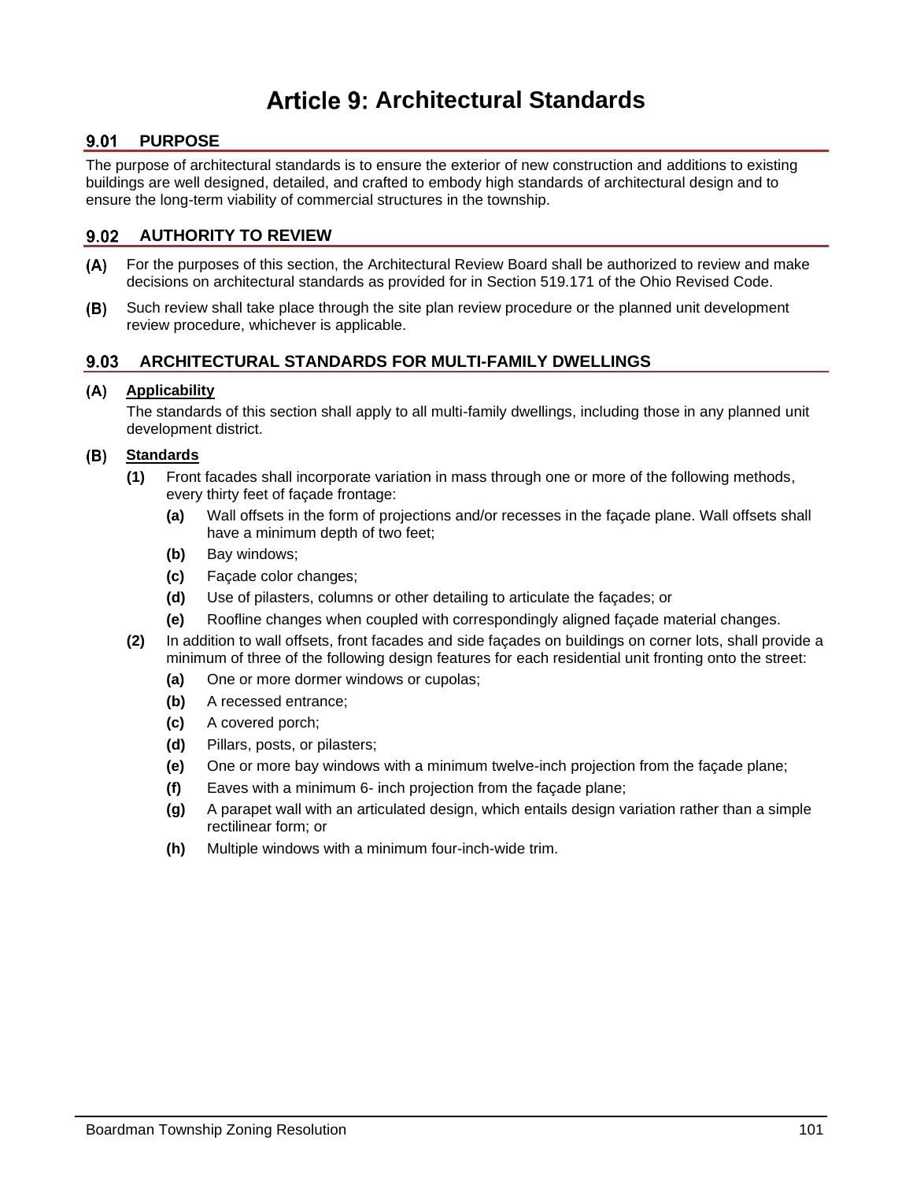# Article 9: Architectural Standards

## 9.01 PURPOSE

The purpose of architectural standards is to ensure the exterior of new construction and additions to existing buildings are well designed, detailed, and crafted to embody high standards of architectural design and to ensure the long-term viability of commercial structures in the township.

## 9.02 AUTHORITY TO REVIEW

**(A)** For the purposes of this section, the Architectural Review Board shall be authorized to review and make decisions on architectural standards as provided for in Section 519.171 of the Ohio Revised Code.

**(B)** Such review shall take place through the site plan review procedure or the planned unit development review procedure, whichever is applicable.

## 9.03 ARCHITECTURAL STANDARDS FOR MULTI-FAMILY DWELLINGS

**(A)** **Applicability**

The standards of this section shall apply to all multi-family dwellings, including those in any planned unit development district.

**(B)** **Standards**

- **(1)** Front facades shall incorporate variation in mass through one or more of the following methods, every thirty feet of façade frontage:
  - **(a)** Wall offsets in the form of projections and/or recesses in the façade plane. Wall offsets shall have a minimum depth of two feet;
  - **(b)** Bay windows;
  - **(c)** Façade color changes;
  - **(d)** Use of pilasters, columns or other detailing to articulate the façades; or
  - **(e)** Roofline changes when coupled with correspondingly aligned façade material changes.
- **(2)** In addition to wall offsets, front facades and side façades on buildings on corner lots, shall provide a minimum of three of the following design features for each residential unit fronting onto the street:
  - **(a)** One or more dormer windows or cupolas;
  - **(b)** A recessed entrance;
  - **(c)** A covered porch;
  - **(d)** Pillars, posts, or pilasters;
  - **(e)** One or more bay windows with a minimum twelve-inch projection from the façade plane;
  - **(f)** Eaves with a minimum 6- inch projection from the façade plane;
  - **(g)** A parapet wall with an articulated design, which entails design variation rather than a simple rectilinear form; or
  - **(h)** Multiple windows with a minimum four-inch-wide trim.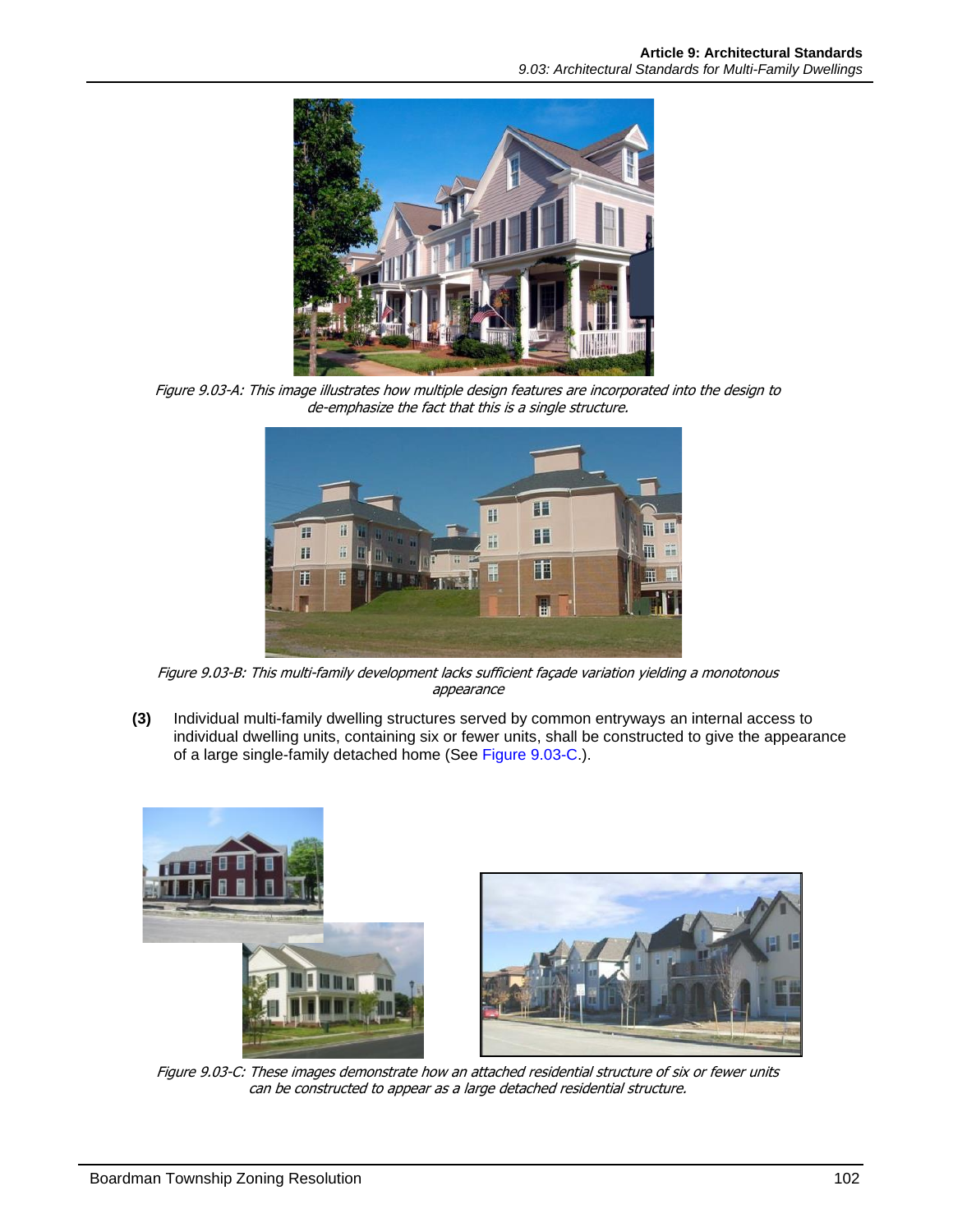Figure 9.03-A: This image illustrates how multiple design features are incorporated into the design to de-emphasize the fact that this is a single structure.

Figure 9.03-B: This multi-family development lacks sufficient façade variation yielding a monotonous appearance

**(3)** Individual multi-family dwelling structures served by common entryways an internal access to individual dwelling units, containing six or fewer units, shall be constructed to give the appearance of a large single-family detached home (See Figure 9.03-C.).

Figure 9.03-C: These images demonstrate how an attached residential structure of six or fewer units can be constructed to appear as a large detached residential structure.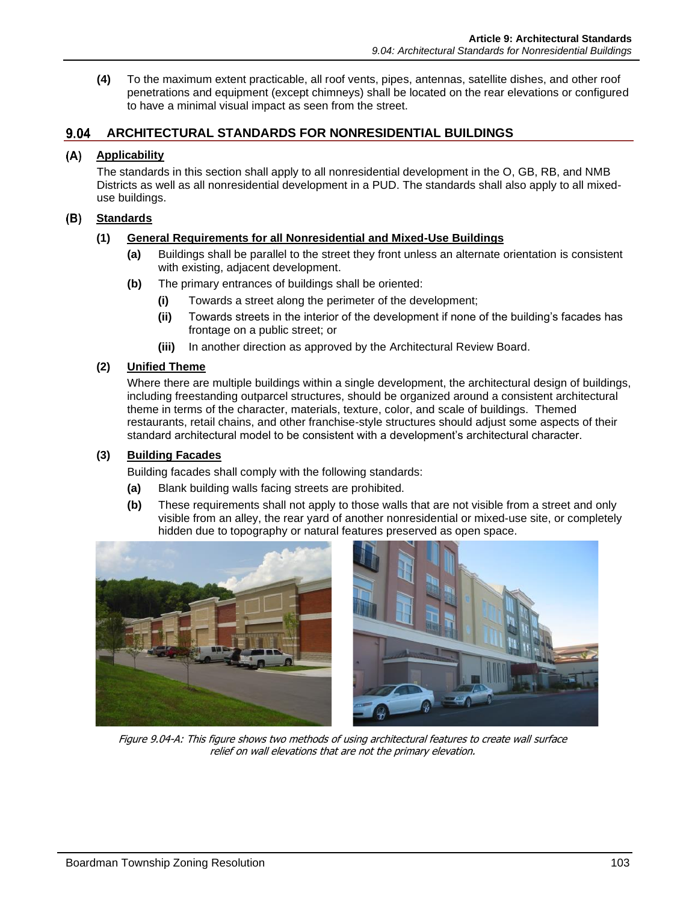**(4)** To the maximum extent practicable, all roof vents, pipes, antennas, satellite dishes, and other roof penetrations and equipment (except chimneys) shall be located on the rear elevations or configured to have a minimal visual impact as seen from the street.

## 9.04 ARCHITECTURAL STANDARDS FOR NONRESIDENTIAL BUILDINGS

### (A) Applicability

The standards in this section shall apply to all nonresidential development in the O, GB, RB, and NMB Districts as well as all nonresidential development in a PUD. The standards shall also apply to all mixed-use buildings.

### (B) Standards

**(1) General Requirements for all Nonresidential and Mixed-Use Buildings**

**(a)** Buildings shall be parallel to the street they front unless an alternate orientation is consistent with existing, adjacent development.

**(b)** The primary entrances of buildings shall be oriented:

**(i)** Towards a street along the perimeter of the development;

**(ii)** Towards streets in the interior of the development if none of the building's facades has frontage on a public street; or

**(iii)** In another direction as approved by the Architectural Review Board.

**(2) Unified Theme**

Where there are multiple buildings within a single development, the architectural design of buildings, including freestanding outparcel structures, should be organized around a consistent architectural theme in terms of the character, materials, texture, color, and scale of buildings. Themed restaurants, retail chains, and other franchise-style structures should adjust some aspects of their standard architectural model to be consistent with a development's architectural character.

**(3) Building Facades**

Building facades shall comply with the following standards:

**(a)** Blank building walls facing streets are prohibited.

**(b)** These requirements shall not apply to those walls that are not visible from a street and only visible from an alley, the rear yard of another nonresidential or mixed-use site, or completely hidden due to topography or natural features preserved as open space.

*Figure 9.04-A: This figure shows two methods of using architectural features to create wall surface relief on wall elevations that are not the primary elevation.*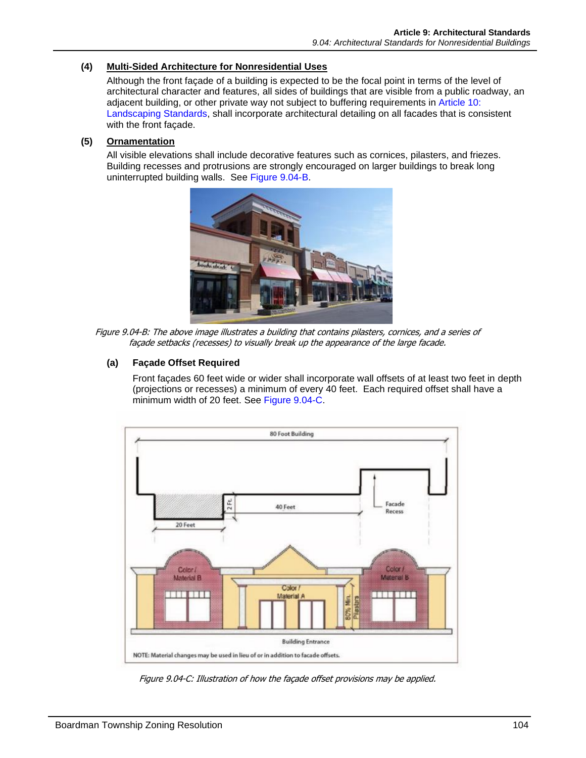### (4) Multi-Sided Architecture for Nonresidential Uses

Although the front façade of a building is expected to be the focal point in terms of the level of architectural character and features, all sides of buildings that are visible from a public roadway, an adjacent building, or other private way not subject to buffering requirements in Article 10: Landscaping Standards, shall incorporate architectural detailing on all facades that is consistent with the front façade.

### (5) Ornamentation

All visible elevations shall include decorative features such as cornices, pilasters, and friezes. Building recesses and protrusions are strongly encouraged on larger buildings to break long uninterrupted building walls. See Figure 9.04-B.

*Figure 9.04-B: The above image illustrates a building that contains pilasters, cornices, and a series of façade setbacks (recesses) to visually break up the appearance of the large facade.*

#### (a) Façade Offset Required

Front façades 60 feet wide or wider shall incorporate wall offsets of at least two feet in depth (projections or recesses) a minimum of every 40 feet. Each required offset shall have a minimum width of 20 feet. See Figure 9.04-C.

*Figure 9.04-C: Illustration of how the façade offset provisions may be applied.*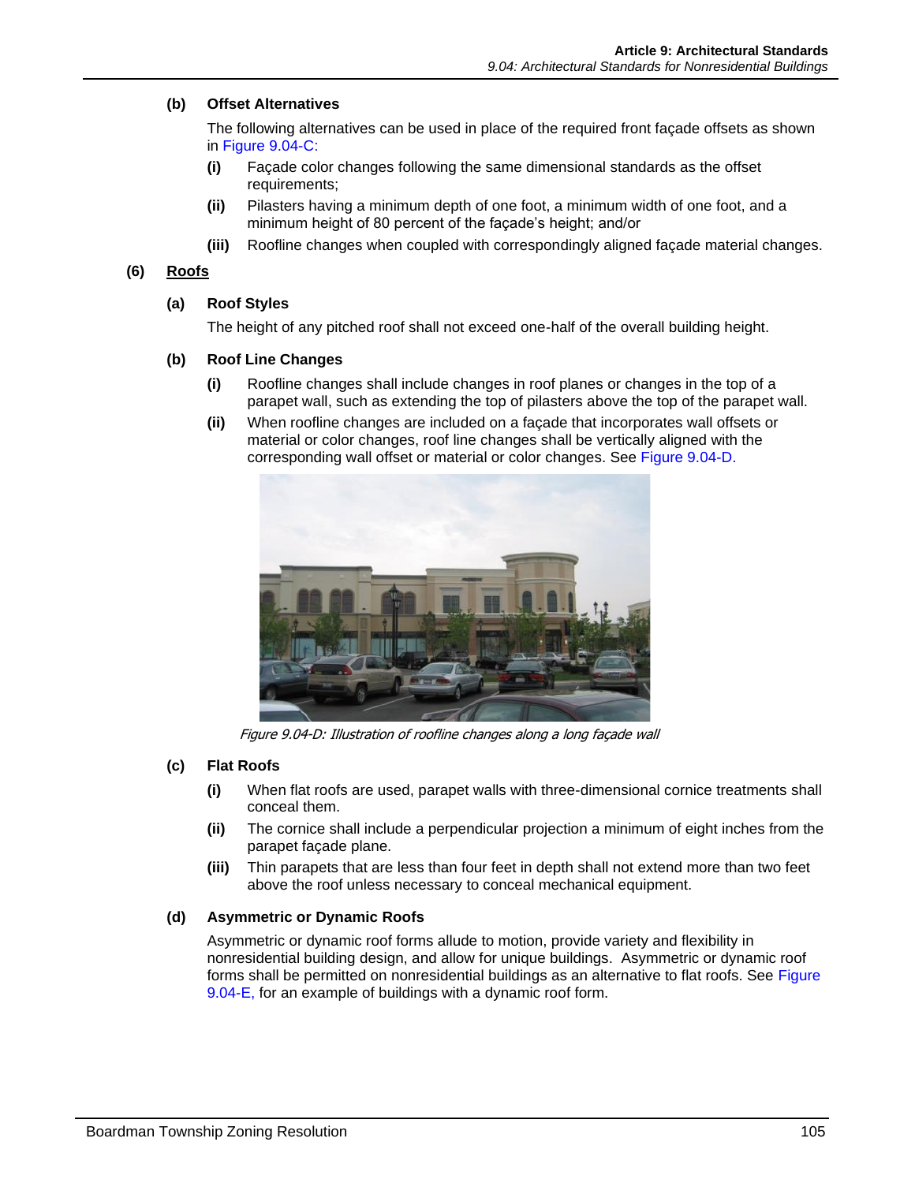#### (b) Offset Alternatives

The following alternatives can be used in place of the required front façade offsets as shown in Figure 9.04-C:

- **(i)** Façade color changes following the same dimensional standards as the offset requirements;
- **(ii)** Pilasters having a minimum depth of one foot, a minimum width of one foot, and a minimum height of 80 percent of the façade's height; and/or
- **(iii)** Roofline changes when coupled with correspondingly aligned façade material changes.

### (6) Roofs

#### (a) Roof Styles

The height of any pitched roof shall not exceed one-half of the overall building height.

#### (b) Roof Line Changes

- **(i)** Roofline changes shall include changes in roof planes or changes in the top of a parapet wall, such as extending the top of pilasters above the top of the parapet wall.
- **(ii)** When roofline changes are included on a façade that incorporates wall offsets or material or color changes, roof line changes shall be vertically aligned with the corresponding wall offset or material or color changes. See Figure 9.04-D.

*Figure 9.04-D: Illustration of roofline changes along a long façade wall*

#### (c) Flat Roofs

- **(i)** When flat roofs are used, parapet walls with three-dimensional cornice treatments shall conceal them.
- **(ii)** The cornice shall include a perpendicular projection a minimum of eight inches from the parapet façade plane.
- **(iii)** Thin parapets that are less than four feet in depth shall not extend more than two feet above the roof unless necessary to conceal mechanical equipment.

#### (d) Asymmetric or Dynamic Roofs

Asymmetric or dynamic roof forms allude to motion, provide variety and flexibility in nonresidential building design, and allow for unique buildings. Asymmetric or dynamic roof forms shall be permitted on nonresidential buildings as an alternative to flat roofs. See Figure 9.04-E, for an example of buildings with a dynamic roof form.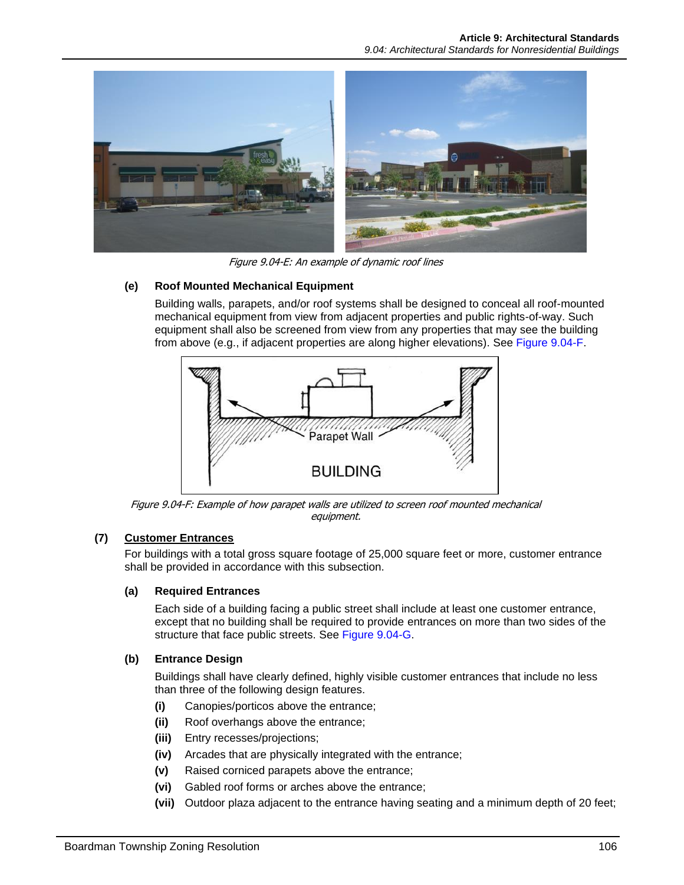Figure 9.04-E: An example of dynamic roof lines

#### (e) Roof Mounted Mechanical Equipment

Building walls, parapets, and/or roof systems shall be designed to conceal all roof-mounted mechanical equipment from view from adjacent properties and public rights-of-way. Such equipment shall also be screened from view from any properties that may see the building from above (e.g., if adjacent properties are along higher elevations). See Figure 9.04-F.

Figure 9.04-F: Example of how parapet walls are utilized to screen roof mounted mechanical equipment.

### (7) Customer Entrances

For buildings with a total gross square footage of 25,000 square feet or more, customer entrance shall be provided in accordance with this subsection.

#### (a) Required Entrances

Each side of a building facing a public street shall include at least one customer entrance, except that no building shall be required to provide entrances on more than two sides of the structure that face public streets. See Figure 9.04-G.

#### (b) Entrance Design

Buildings shall have clearly defined, highly visible customer entrances that include no less than three of the following design features.

- **(i)** Canopies/porticos above the entrance;
- **(ii)** Roof overhangs above the entrance;
- **(iii)** Entry recesses/projections;
- **(iv)** Arcades that are physically integrated with the entrance;
- **(v)** Raised corniced parapets above the entrance;
- **(vi)** Gabled roof forms or arches above the entrance;
- **(vii)** Outdoor plaza adjacent to the entrance having seating and a minimum depth of 20 feet;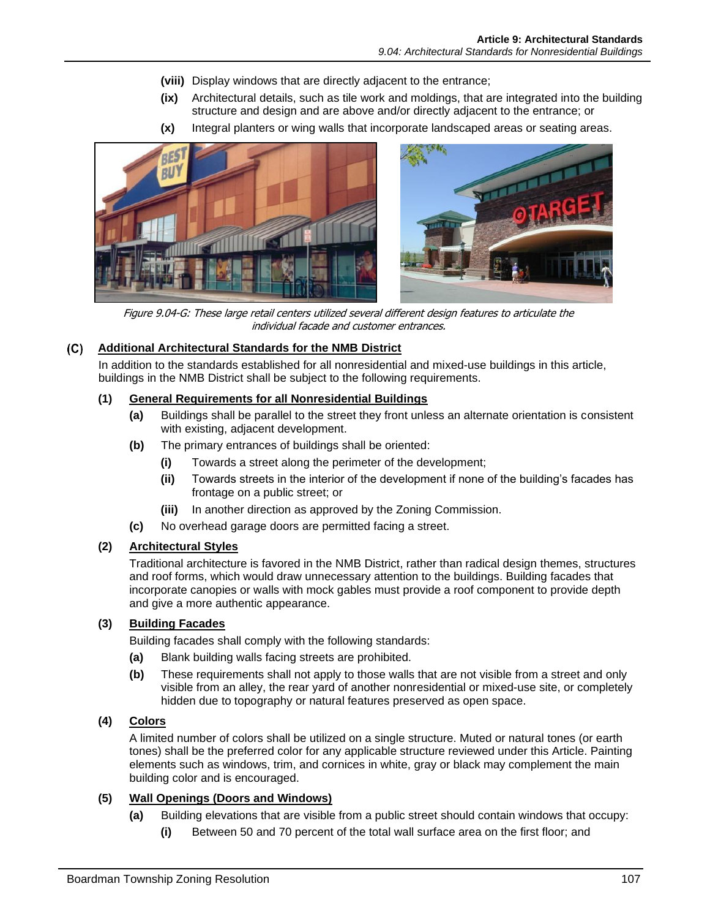- **(viii)** Display windows that are directly adjacent to the entrance;
- **(ix)** Architectural details, such as tile work and moldings, that are integrated into the building structure and design and are above and/or directly adjacent to the entrance; or
- **(x)** Integral planters or wing walls that incorporate landscaped areas or seating areas.

*Figure 9.04-G: These large retail centers utilized several different design features to articulate the individual facade and customer entrances.*

### (C) Additional Architectural Standards for the NMB District

In addition to the standards established for all nonresidential and mixed-use buildings in this article, buildings in the NMB District shall be subject to the following requirements.

#### (1) General Requirements for all Nonresidential Buildings

- **(a)** Buildings shall be parallel to the street they front unless an alternate orientation is consistent with existing, adjacent development.
- **(b)** The primary entrances of buildings shall be oriented:
  - **(i)** Towards a street along the perimeter of the development;
  - **(ii)** Towards streets in the interior of the development if none of the building's facades has frontage on a public street; or
  - **(iii)** In another direction as approved by the Zoning Commission.
- **(c)** No overhead garage doors are permitted facing a street.

#### (2) Architectural Styles

Traditional architecture is favored in the NMB District, rather than radical design themes, structures and roof forms, which would draw unnecessary attention to the buildings. Building facades that incorporate canopies or walls with mock gables must provide a roof component to provide depth and give a more authentic appearance.

#### (3) Building Facades

Building facades shall comply with the following standards:

- **(a)** Blank building walls facing streets are prohibited.
- **(b)** These requirements shall not apply to those walls that are not visible from a street and only visible from an alley, the rear yard of another nonresidential or mixed-use site, or completely hidden due to topography or natural features preserved as open space.

#### (4) Colors

A limited number of colors shall be utilized on a single structure. Muted or natural tones (or earth tones) shall be the preferred color for any applicable structure reviewed under this Article. Painting elements such as windows, trim, and cornices in white, gray or black may complement the main building color and is encouraged.

#### (5) Wall Openings (Doors and Windows)

- **(a)** Building elevations that are visible from a public street should contain windows that occupy:
  - **(i)** Between 50 and 70 percent of the total wall surface area on the first floor; and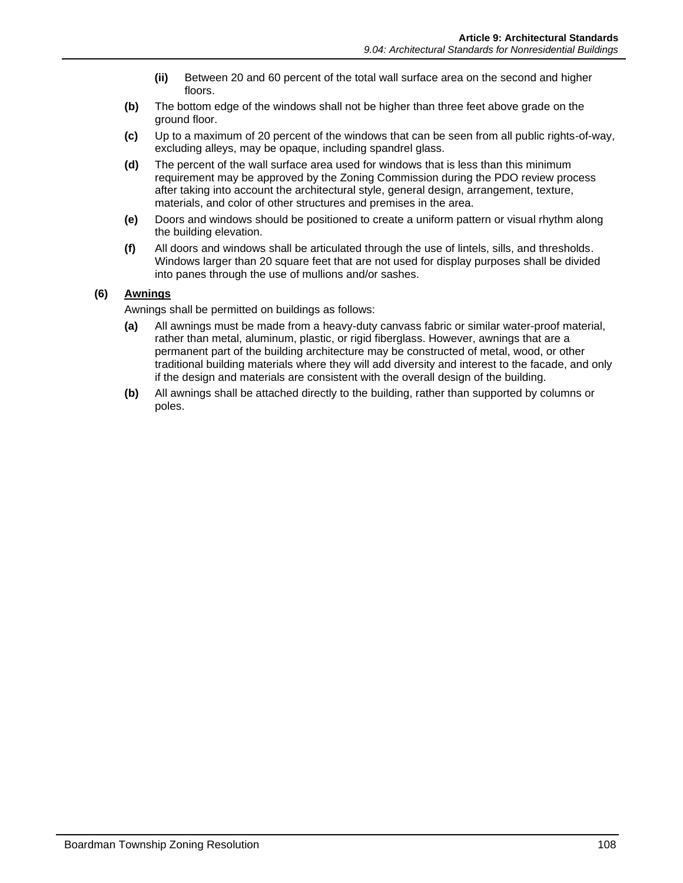- **(ii)** Between 20 and 60 percent of the total wall surface area on the second and higher floors.

**(b)** The bottom edge of the windows shall not be higher than three feet above grade on the ground floor.

**(c)** Up to a maximum of 20 percent of the windows that can be seen from all public rights-of-way, excluding alleys, may be opaque, including spandrel glass.

**(d)** The percent of the wall surface area used for windows that is less than this minimum requirement may be approved by the Zoning Commission during the PDO review process after taking into account the architectural style, general design, arrangement, texture, materials, and color of other structures and premises in the area.

**(e)** Doors and windows should be positioned to create a uniform pattern or visual rhythm along the building elevation.

**(f)** All doors and windows shall be articulated through the use of lintels, sills, and thresholds. Windows larger than 20 square feet that are not used for display purposes shall be divided into panes through the use of mullions and/or sashes.

### (6) Awnings

Awnings shall be permitted on buildings as follows:

**(a)** All awnings must be made from a heavy-duty canvass fabric or similar water-proof material, rather than metal, aluminum, plastic, or rigid fiberglass. However, awnings that are a permanent part of the building architecture may be constructed of metal, wood, or other traditional building materials where they will add diversity and interest to the facade, and only if the design and materials are consistent with the overall design of the building.

**(b)** All awnings shall be attached directly to the building, rather than supported by columns or poles.